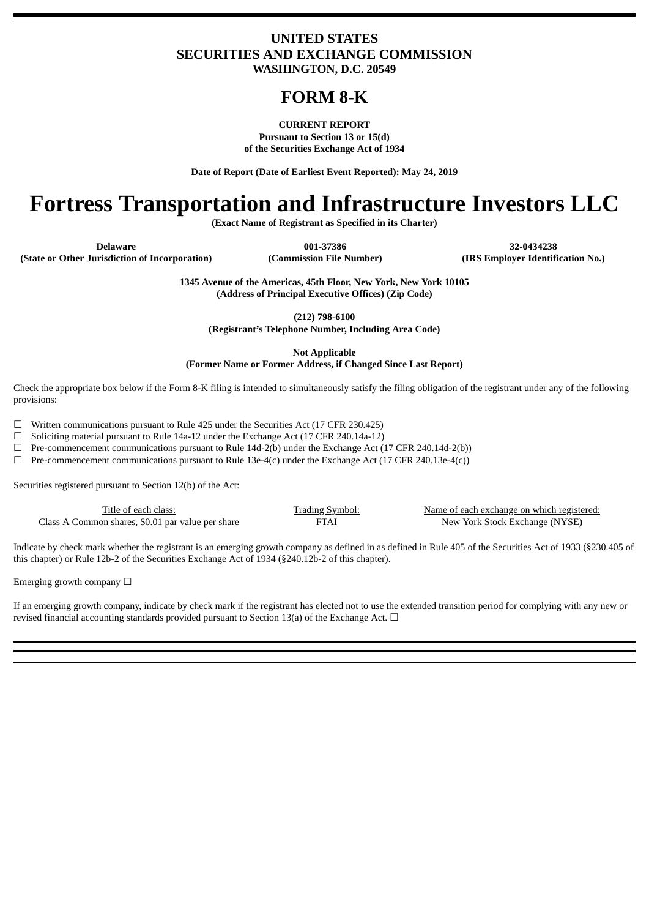**UNITED STATES**
**SECURITIES AND EXCHANGE COMMISSION**
**WASHINGTON, D.C. 20549**

# FORM 8-K

**CURRENT REPORT**
**Pursuant to Section 13 or 15(d)**
**of the Securities Exchange Act of 1934**

**Date of Report (Date of Earliest Event Reported): May 24, 2019**

# Fortress Transportation and Infrastructure Investors LLC

**(Exact Name of Registrant as Specified in its Charter)**

| | | |
|---|---|---|
| **Delaware** | **001-37386** | **32-0434238** |
| **(State or Other Jurisdiction of Incorporation)** | **(Commission File Number)** | **(IRS Employer Identification No.)** |

**1345 Avenue of the Americas, 45th Floor, New York, New York 10105**
**(Address of Principal Executive Offices) (Zip Code)**

**(212) 798-6100**
**(Registrant's Telephone Number, Including Area Code)**

**Not Applicable**
**(Former Name or Former Address, if Changed Since Last Report)**

Check the appropriate box below if the Form 8-K filing is intended to simultaneously satisfy the filing obligation of the registrant under any of the following provisions:

☐ Written communications pursuant to Rule 425 under the Securities Act (17 CFR 230.425)
☐ Soliciting material pursuant to Rule 14a-12 under the Exchange Act (17 CFR 240.14a-12)
☐ Pre-commencement communications pursuant to Rule 14d-2(b) under the Exchange Act (17 CFR 240.14d-2(b))
☐ Pre-commencement communications pursuant to Rule 13e-4(c) under the Exchange Act (17 CFR 240.13e-4(c))

Securities registered pursuant to Section 12(b) of the Act:

| Title of each class: | Trading Symbol: | Name of each exchange on which registered: |
|---|---|---|
| Class A Common shares, $0.01 par value per share | FTAI | New York Stock Exchange (NYSE) |

Indicate by check mark whether the registrant is an emerging growth company as defined in as defined in Rule 405 of the Securities Act of 1933 (§230.405 of this chapter) or Rule 12b-2 of the Securities Exchange Act of 1934 (§240.12b-2 of this chapter).

Emerging growth company ☐

If an emerging growth company, indicate by check mark if the registrant has elected not to use the extended transition period for complying with any new or revised financial accounting standards provided pursuant to Section 13(a) of the Exchange Act. ☐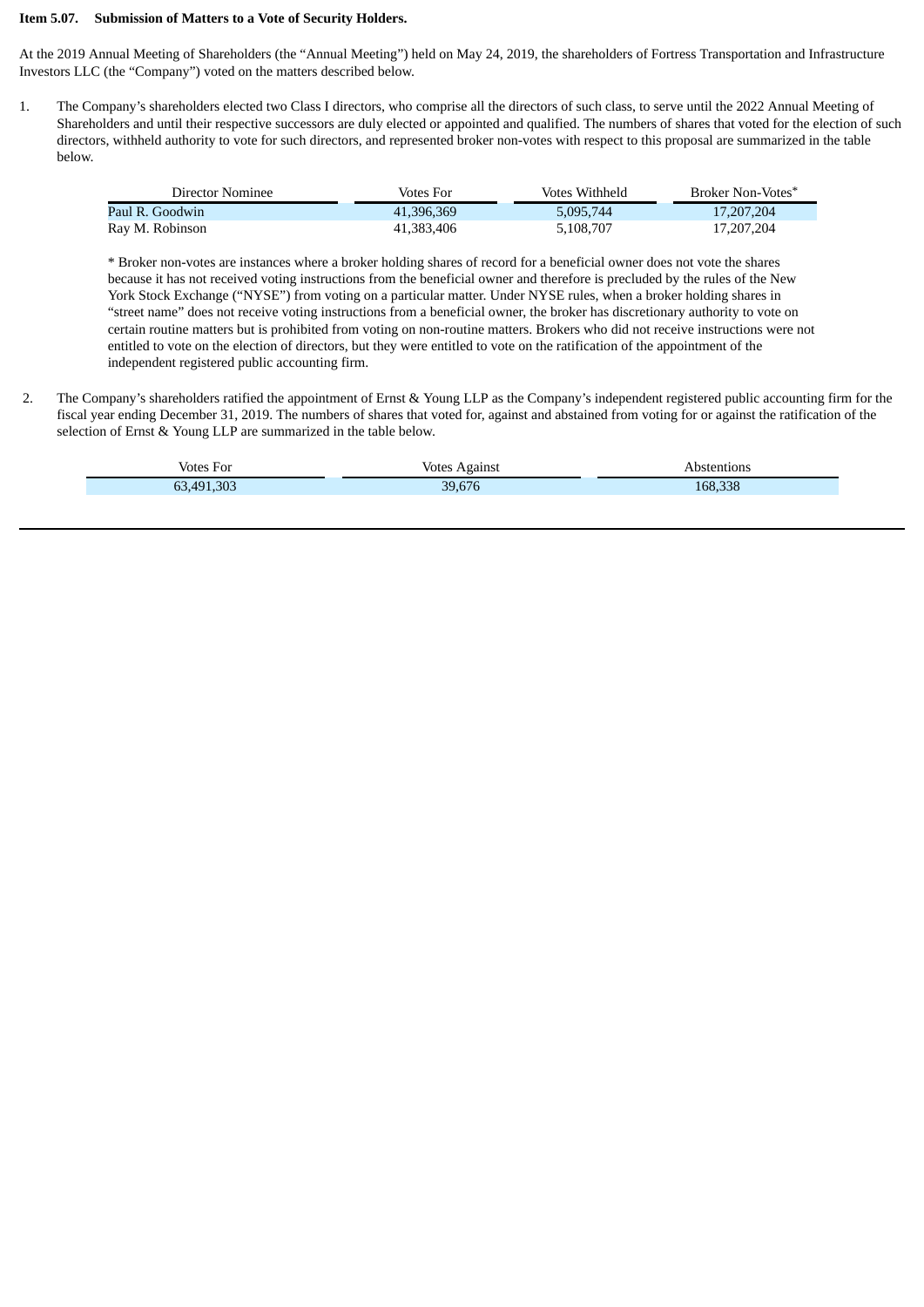**Item 5.07. Submission of Matters to a Vote of Security Holders.**

At the 2019 Annual Meeting of Shareholders (the "Annual Meeting") held on May 24, 2019, the shareholders of Fortress Transportation and Infrastructure Investors LLC (the "Company") voted on the matters described below.

1. The Company's shareholders elected two Class I directors, who comprise all the directors of such class, to serve until the 2022 Annual Meeting of Shareholders and until their respective successors are duly elected or appointed and qualified. The numbers of shares that voted for the election of such directors, withheld authority to vote for such directors, and represented broker non-votes with respect to this proposal are summarized in the table below.

| Director Nominee | Votes For | Votes Withheld | Broker Non-Votes* |
|---|---|---|---|
| Paul R. Goodwin | 41,396,369 | 5,095,744 | 17,207,204 |
| Ray M. Robinson | 41,383,406 | 5,108,707 | 17,207,204 |

\* Broker non-votes are instances where a broker holding shares of record for a beneficial owner does not vote the shares because it has not received voting instructions from the beneficial owner and therefore is precluded by the rules of the New York Stock Exchange ("NYSE") from voting on a particular matter. Under NYSE rules, when a broker holding shares in "street name" does not receive voting instructions from a beneficial owner, the broker has discretionary authority to vote on certain routine matters but is prohibited from voting on non-routine matters. Brokers who did not receive instructions were not entitled to vote on the election of directors, but they were entitled to vote on the ratification of the appointment of the independent registered public accounting firm.

2. The Company's shareholders ratified the appointment of Ernst & Young LLP as the Company's independent registered public accounting firm for the fiscal year ending December 31, 2019. The numbers of shares that voted for, against and abstained from voting for or against the ratification of the selection of Ernst & Young LLP are summarized in the table below.

| Votes For | Votes Against | Abstentions |
|---|---|---|
| 63,491,303 | 39,676 | 168,338 |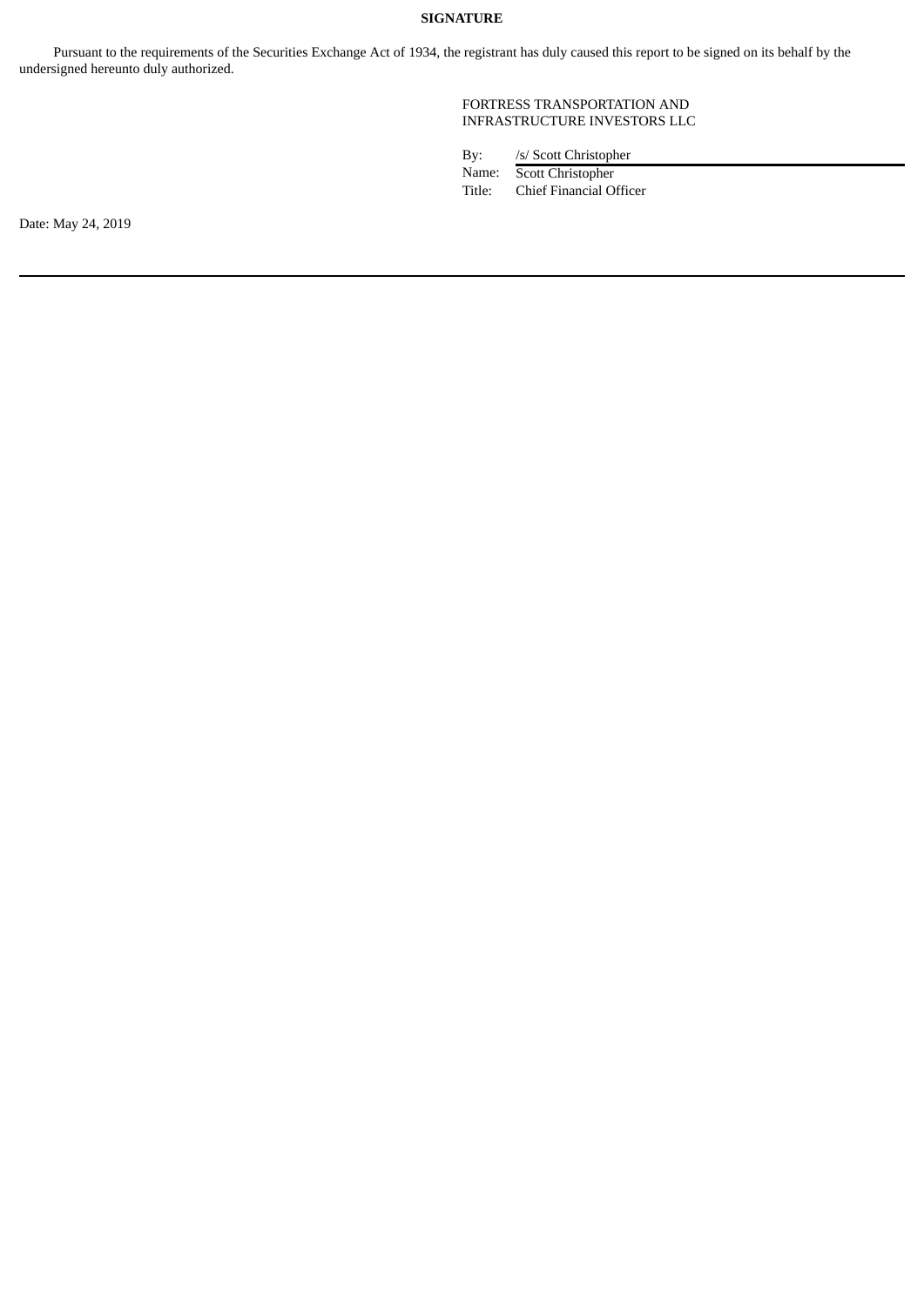**SIGNATURE**

Pursuant to the requirements of the Securities Exchange Act of 1934, the registrant has duly caused this report to be signed on its behalf by the undersigned hereunto duly authorized.

FORTRESS TRANSPORTATION AND INFRASTRUCTURE INVESTORS LLC

| | |
|---|---|
| By: | /s/ Scott Christopher |
| Name: | Scott Christopher |
| Title: | Chief Financial Officer |

Date: May 24, 2019